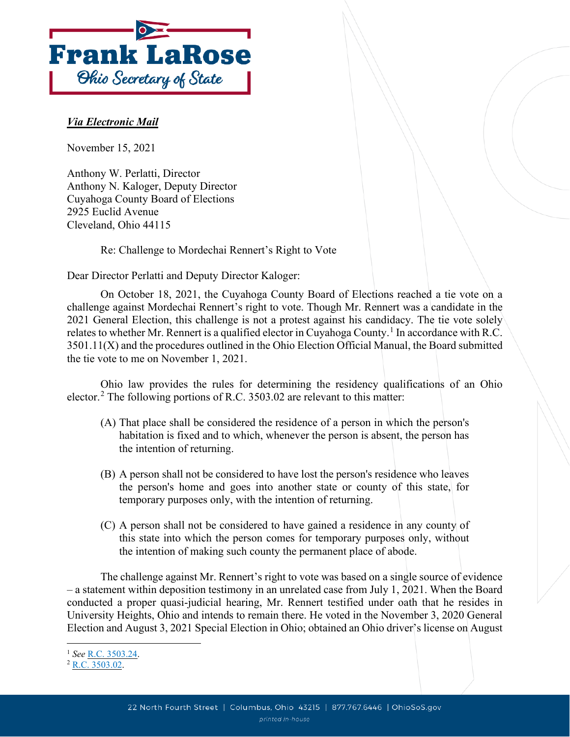**Frank LaRose**

*Ohio Secretary of State*

***Via Electronic Mail***

November 15, 2021

Anthony W. Perlatti, Director
Anthony N. Kaloger, Deputy Director
Cuyahoga County Board of Elections
2925 Euclid Avenue
Cleveland, Ohio 44115

Re: Challenge to Mordechai Rennert's Right to Vote

Dear Director Perlatti and Deputy Director Kaloger:

On October 18, 2021, the Cuyahoga County Board of Elections reached a tie vote on a challenge against Mordechai Rennert's right to vote. Though Mr. Rennert was a candidate in the 2021 General Election, this challenge is not a protest against his candidacy. The tie vote solely relates to whether Mr. Rennert is a qualified elector in Cuyahoga County.[1] In accordance with R.C. 3501.11(X) and the procedures outlined in the Ohio Election Official Manual, the Board submitted the tie vote to me on November 1, 2021.

Ohio law provides the rules for determining the residency qualifications of an Ohio elector.[2] The following portions of R.C. 3503.02 are relevant to this matter:

> (A) That place shall be considered the residence of a person in which the person's habitation is fixed and to which, whenever the person is absent, the person has the intention of returning.
>
> (B) A person shall not be considered to have lost the person's residence who leaves the person's home and goes into another state or county of this state, for temporary purposes only, with the intention of returning.
>
> (C) A person shall not be considered to have gained a residence in any county of this state into which the person comes for temporary purposes only, without the intention of making such county the permanent place of abode.

The challenge against Mr. Rennert's right to vote was based on a single source of evidence – a statement within deposition testimony in an unrelated case from July 1, 2021. When the Board conducted a proper quasi-judicial hearing, Mr. Rennert testified under oath that he resides in University Heights, Ohio and intends to remain there. He voted in the November 3, 2020 General Election and August 3, 2021 Special Election in Ohio; obtained an Ohio driver's license on August

---

[1] *See* R.C. 3503.24.

[2] R.C. 3503.02.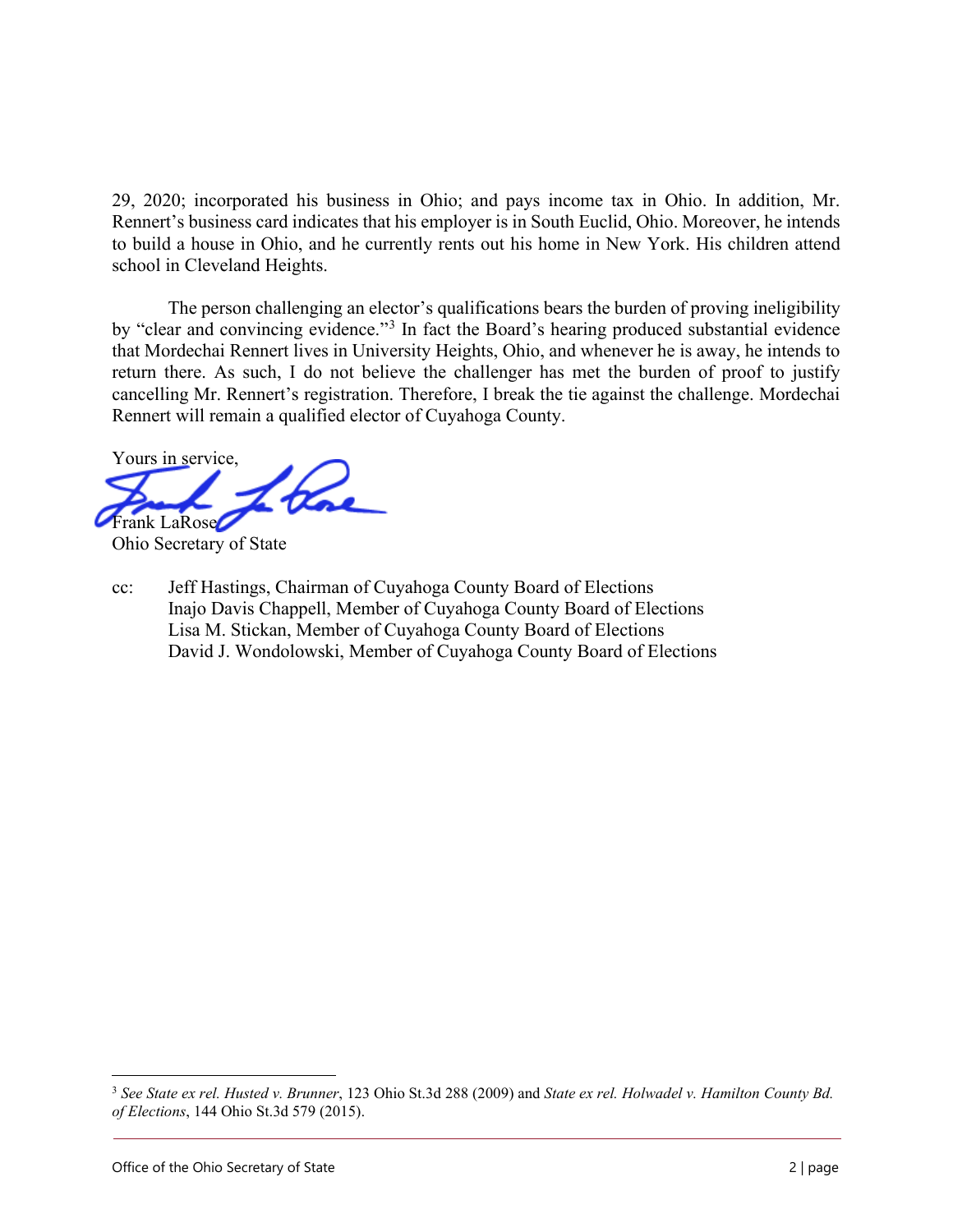29, 2020; incorporated his business in Ohio; and pays income tax in Ohio. In addition, Mr. Rennert's business card indicates that his employer is in South Euclid, Ohio. Moreover, he intends to build a house in Ohio, and he currently rents out his home in New York. His children attend school in Cleveland Heights.

The person challenging an elector's qualifications bears the burden of proving ineligibility by "clear and convincing evidence."[3] In fact the Board's hearing produced substantial evidence that Mordechai Rennert lives in University Heights, Ohio, and whenever he is away, he intends to return there. As such, I do not believe the challenger has met the burden of proof to justify cancelling Mr. Rennert's registration. Therefore, I break the tie against the challenge. Mordechai Rennert will remain a qualified elector of Cuyahoga County.

Yours in service,

Frank LaRose
Ohio Secretary of State

cc: Jeff Hastings, Chairman of Cuyahoga County Board of Elections
Inajo Davis Chappell, Member of Cuyahoga County Board of Elections
Lisa M. Stickan, Member of Cuyahoga County Board of Elections
David J. Wondolowski, Member of Cuyahoga County Board of Elections

---

[3] *See State ex rel. Husted v. Brunner*, 123 Ohio St.3d 288 (2009) and *State ex rel. Holwadel v. Hamilton County Bd. of Elections*, 144 Ohio St.3d 579 (2015).